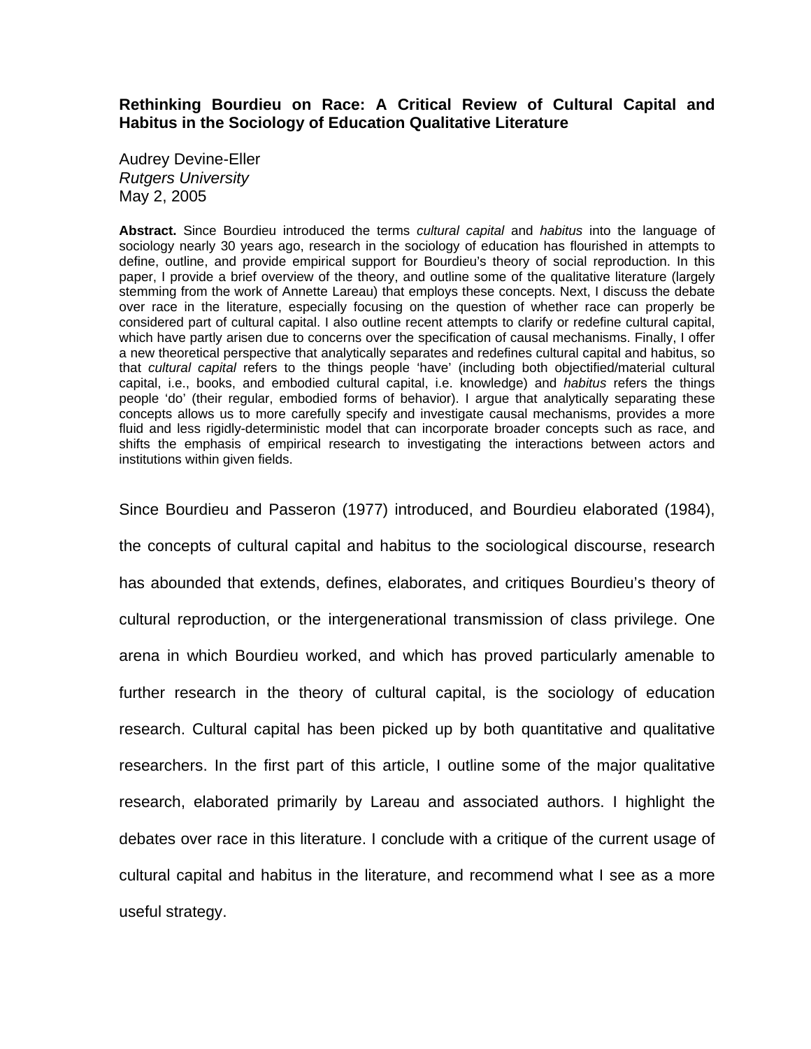# Rethinking Bourdieu on Race: A Critical Review of Cultural Capital and Habitus in the Sociology of Education Qualitative Literature

Audrey Devine-Eller
*Rutgers University*
May 2, 2005

**Abstract.** Since Bourdieu introduced the terms *cultural capital* and *habitus* into the language of sociology nearly 30 years ago, research in the sociology of education has flourished in attempts to define, outline, and provide empirical support for Bourdieu's theory of social reproduction. In this paper, I provide a brief overview of the theory, and outline some of the qualitative literature (largely stemming from the work of Annette Lareau) that employs these concepts. Next, I discuss the debate over race in the literature, especially focusing on the question of whether race can properly be considered part of cultural capital. I also outline recent attempts to clarify or redefine cultural capital, which have partly arisen due to concerns over the specification of causal mechanisms. Finally, I offer a new theoretical perspective that analytically separates and redefines cultural capital and habitus, so that *cultural capital* refers to the things people 'have' (including both objectified/material cultural capital, i.e., books, and embodied cultural capital, i.e. knowledge) and *habitus* refers the things people 'do' (their regular, embodied forms of behavior). I argue that analytically separating these concepts allows us to more carefully specify and investigate causal mechanisms, provides a more fluid and less rigidly-deterministic model that can incorporate broader concepts such as race, and shifts the emphasis of empirical research to investigating the interactions between actors and institutions within given fields.

Since Bourdieu and Passeron (1977) introduced, and Bourdieu elaborated (1984), the concepts of cultural capital and habitus to the sociological discourse, research has abounded that extends, defines, elaborates, and critiques Bourdieu's theory of cultural reproduction, or the intergenerational transmission of class privilege. One arena in which Bourdieu worked, and which has proved particularly amenable to further research in the theory of cultural capital, is the sociology of education research. Cultural capital has been picked up by both quantitative and qualitative researchers. In the first part of this article, I outline some of the major qualitative research, elaborated primarily by Lareau and associated authors. I highlight the debates over race in this literature. I conclude with a critique of the current usage of cultural capital and habitus in the literature, and recommend what I see as a more useful strategy.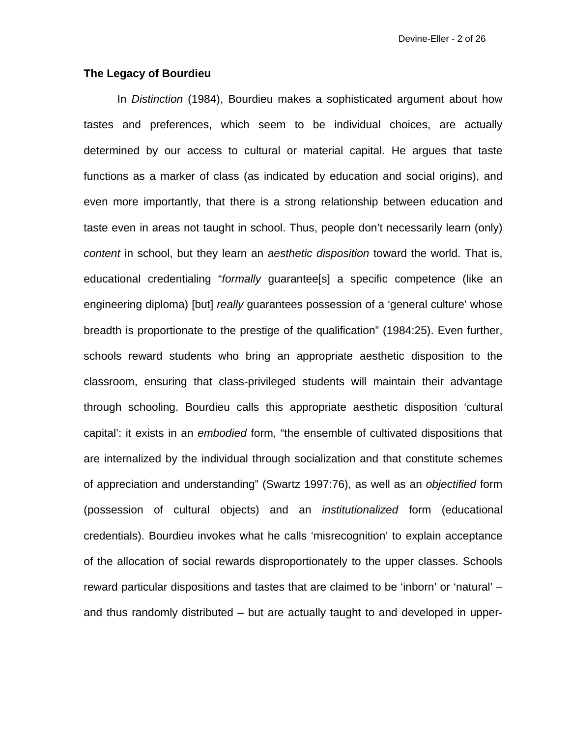## The Legacy of Bourdieu

In *Distinction* (1984), Bourdieu makes a sophisticated argument about how tastes and preferences, which seem to be individual choices, are actually determined by our access to cultural or material capital. He argues that taste functions as a marker of class (as indicated by education and social origins), and even more importantly, that there is a strong relationship between education and taste even in areas not taught in school. Thus, people don't necessarily learn (only) *content* in school, but they learn an *aesthetic disposition* toward the world. That is, educational credentialing "*formally* guarantee[s] a specific competence (like an engineering diploma) [but] *really* guarantees possession of a 'general culture' whose breadth is proportionate to the prestige of the qualification" (1984:25). Even further, schools reward students who bring an appropriate aesthetic disposition to the classroom, ensuring that class-privileged students will maintain their advantage through schooling. Bourdieu calls this appropriate aesthetic disposition 'cultural capital': it exists in an *embodied* form, "the ensemble of cultivated dispositions that are internalized by the individual through socialization and that constitute schemes of appreciation and understanding" (Swartz 1997:76), as well as an *objectified* form (possession of cultural objects) and an *institutionalized* form (educational credentials). Bourdieu invokes what he calls 'misrecognition' to explain acceptance of the allocation of social rewards disproportionately to the upper classes. Schools reward particular dispositions and tastes that are claimed to be 'inborn' or 'natural' – and thus randomly distributed – but are actually taught to and developed in upper-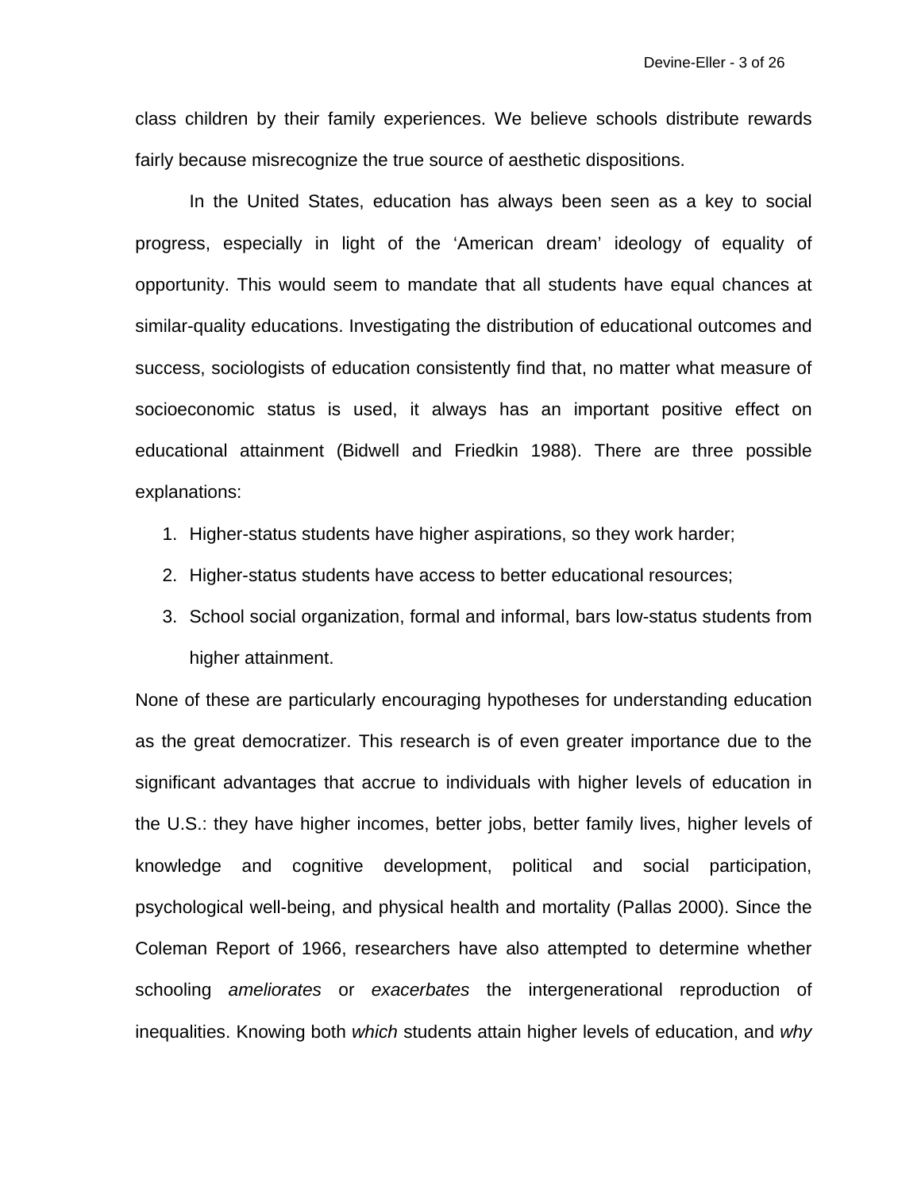class children by their family experiences. We believe schools distribute rewards fairly because misrecognize the true source of aesthetic dispositions.

In the United States, education has always been seen as a key to social progress, especially in light of the 'American dream' ideology of equality of opportunity. This would seem to mandate that all students have equal chances at similar-quality educations. Investigating the distribution of educational outcomes and success, sociologists of education consistently find that, no matter what measure of socioeconomic status is used, it always has an important positive effect on educational attainment (Bidwell and Friedkin 1988). There are three possible explanations:

1. Higher-status students have higher aspirations, so they work harder;
2. Higher-status students have access to better educational resources;
3. School social organization, formal and informal, bars low-status students from higher attainment.

None of these are particularly encouraging hypotheses for understanding education as the great democratizer. This research is of even greater importance due to the significant advantages that accrue to individuals with higher levels of education in the U.S.: they have higher incomes, better jobs, better family lives, higher levels of knowledge and cognitive development, political and social participation, psychological well-being, and physical health and mortality (Pallas 2000). Since the Coleman Report of 1966, researchers have also attempted to determine whether schooling *ameliorates* or *exacerbates* the intergenerational reproduction of inequalities. Knowing both *which* students attain higher levels of education, and *why*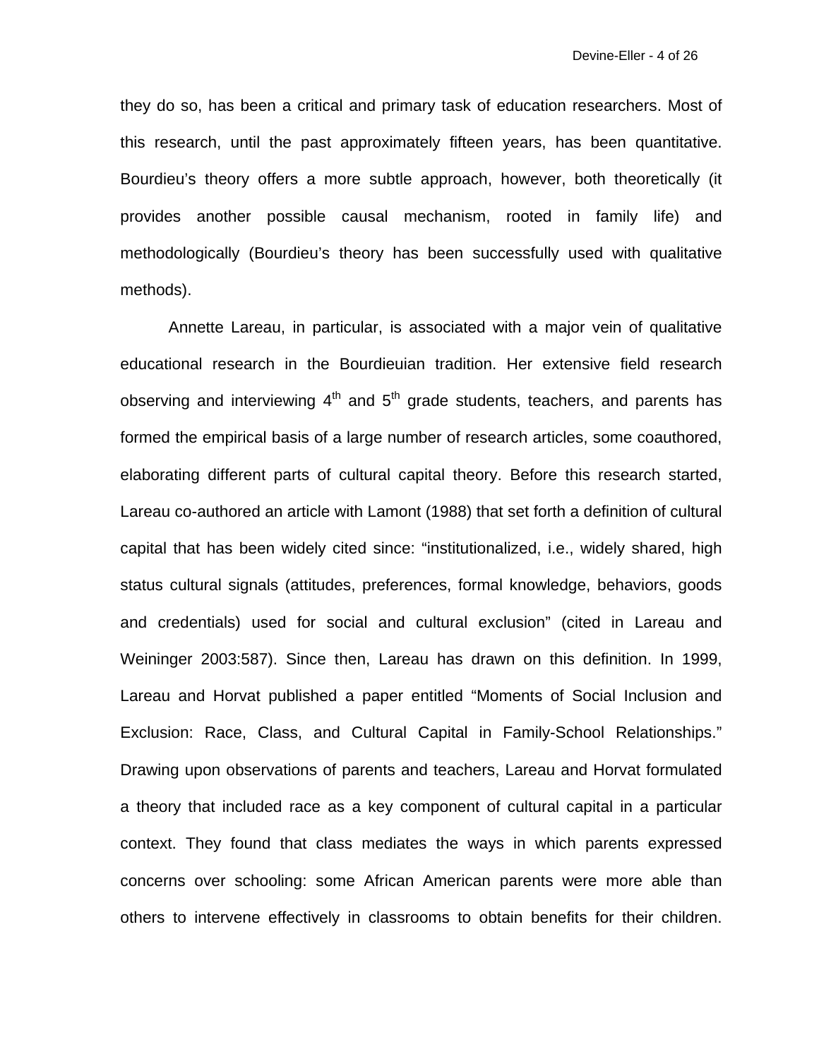they do so, has been a critical and primary task of education researchers. Most of this research, until the past approximately fifteen years, has been quantitative. Bourdieu's theory offers a more subtle approach, however, both theoretically (it provides another possible causal mechanism, rooted in family life) and methodologically (Bourdieu's theory has been successfully used with qualitative methods).

Annette Lareau, in particular, is associated with a major vein of qualitative educational research in the Bourdieuian tradition. Her extensive field research observing and interviewing 4th and 5th grade students, teachers, and parents has formed the empirical basis of a large number of research articles, some coauthored, elaborating different parts of cultural capital theory. Before this research started, Lareau co-authored an article with Lamont (1988) that set forth a definition of cultural capital that has been widely cited since: "institutionalized, i.e., widely shared, high status cultural signals (attitudes, preferences, formal knowledge, behaviors, goods and credentials) used for social and cultural exclusion" (cited in Lareau and Weininger 2003:587). Since then, Lareau has drawn on this definition. In 1999, Lareau and Horvat published a paper entitled "Moments of Social Inclusion and Exclusion: Race, Class, and Cultural Capital in Family-School Relationships." Drawing upon observations of parents and teachers, Lareau and Horvat formulated a theory that included race as a key component of cultural capital in a particular context. They found that class mediates the ways in which parents expressed concerns over schooling: some African American parents were more able than others to intervene effectively in classrooms to obtain benefits for their children.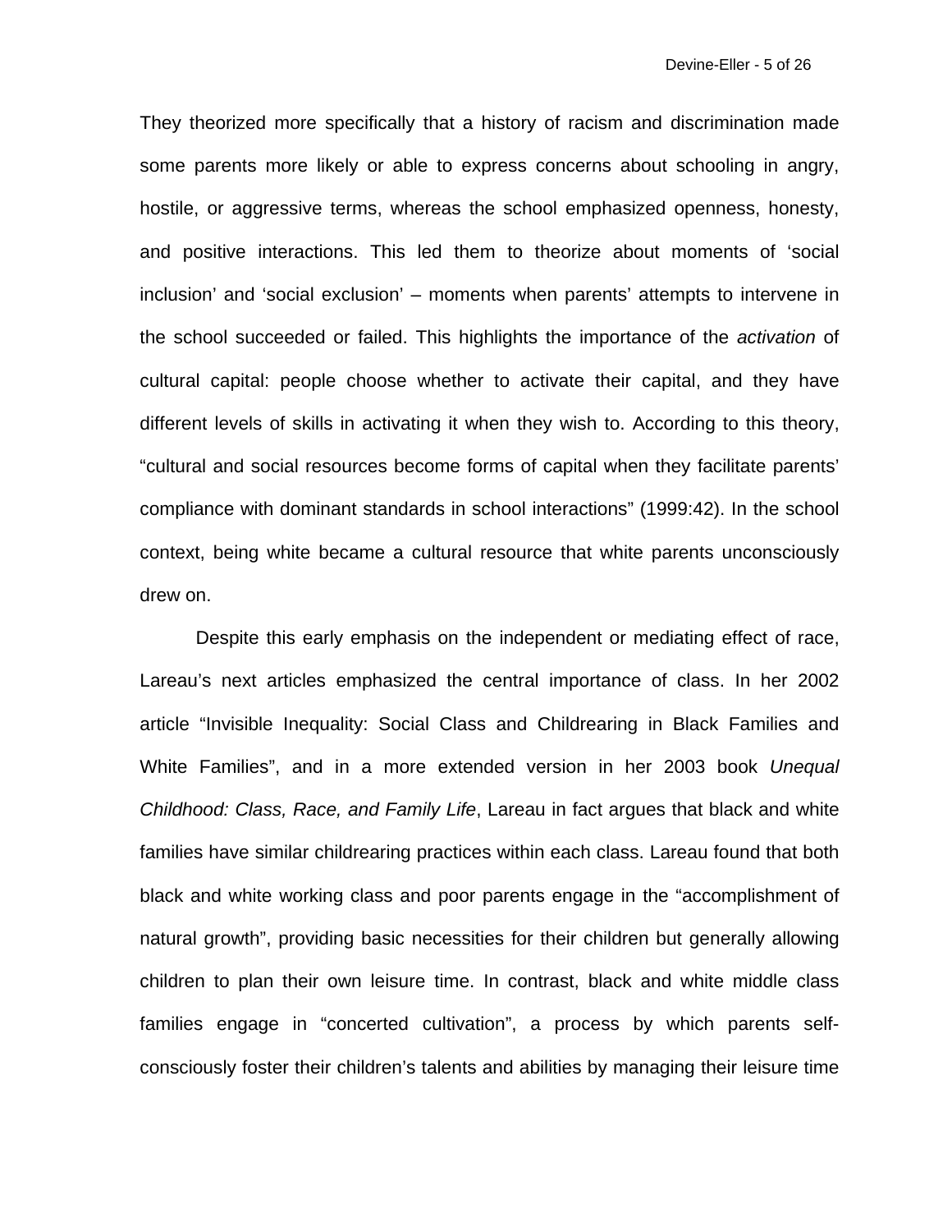They theorized more specifically that a history of racism and discrimination made some parents more likely or able to express concerns about schooling in angry, hostile, or aggressive terms, whereas the school emphasized openness, honesty, and positive interactions. This led them to theorize about moments of 'social inclusion' and 'social exclusion' – moments when parents' attempts to intervene in the school succeeded or failed. This highlights the importance of the *activation* of cultural capital: people choose whether to activate their capital, and they have different levels of skills in activating it when they wish to. According to this theory, "cultural and social resources become forms of capital when they facilitate parents' compliance with dominant standards in school interactions" (1999:42). In the school context, being white became a cultural resource that white parents unconsciously drew on.

Despite this early emphasis on the independent or mediating effect of race, Lareau's next articles emphasized the central importance of class. In her 2002 article "Invisible Inequality: Social Class and Childrearing in Black Families and White Families", and in a more extended version in her 2003 book *Unequal Childhood: Class, Race, and Family Life*, Lareau in fact argues that black and white families have similar childrearing practices within each class. Lareau found that both black and white working class and poor parents engage in the "accomplishment of natural growth", providing basic necessities for their children but generally allowing children to plan their own leisure time. In contrast, black and white middle class families engage in "concerted cultivation", a process by which parents self-consciously foster their children's talents and abilities by managing their leisure time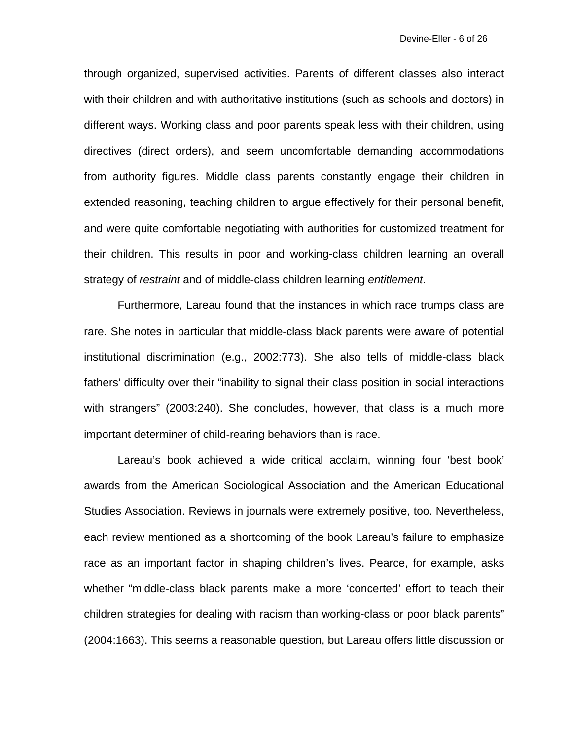through organized, supervised activities. Parents of different classes also interact with their children and with authoritative institutions (such as schools and doctors) in different ways. Working class and poor parents speak less with their children, using directives (direct orders), and seem uncomfortable demanding accommodations from authority figures. Middle class parents constantly engage their children in extended reasoning, teaching children to argue effectively for their personal benefit, and were quite comfortable negotiating with authorities for customized treatment for their children. This results in poor and working-class children learning an overall strategy of *restraint* and of middle-class children learning *entitlement*.

Furthermore, Lareau found that the instances in which race trumps class are rare. She notes in particular that middle-class black parents were aware of potential institutional discrimination (e.g., 2002:773). She also tells of middle-class black fathers' difficulty over their "inability to signal their class position in social interactions with strangers" (2003:240). She concludes, however, that class is a much more important determiner of child-rearing behaviors than is race.

Lareau's book achieved a wide critical acclaim, winning four 'best book' awards from the American Sociological Association and the American Educational Studies Association. Reviews in journals were extremely positive, too. Nevertheless, each review mentioned as a shortcoming of the book Lareau's failure to emphasize race as an important factor in shaping children's lives. Pearce, for example, asks whether "middle-class black parents make a more 'concerted' effort to teach their children strategies for dealing with racism than working-class or poor black parents" (2004:1663). This seems a reasonable question, but Lareau offers little discussion or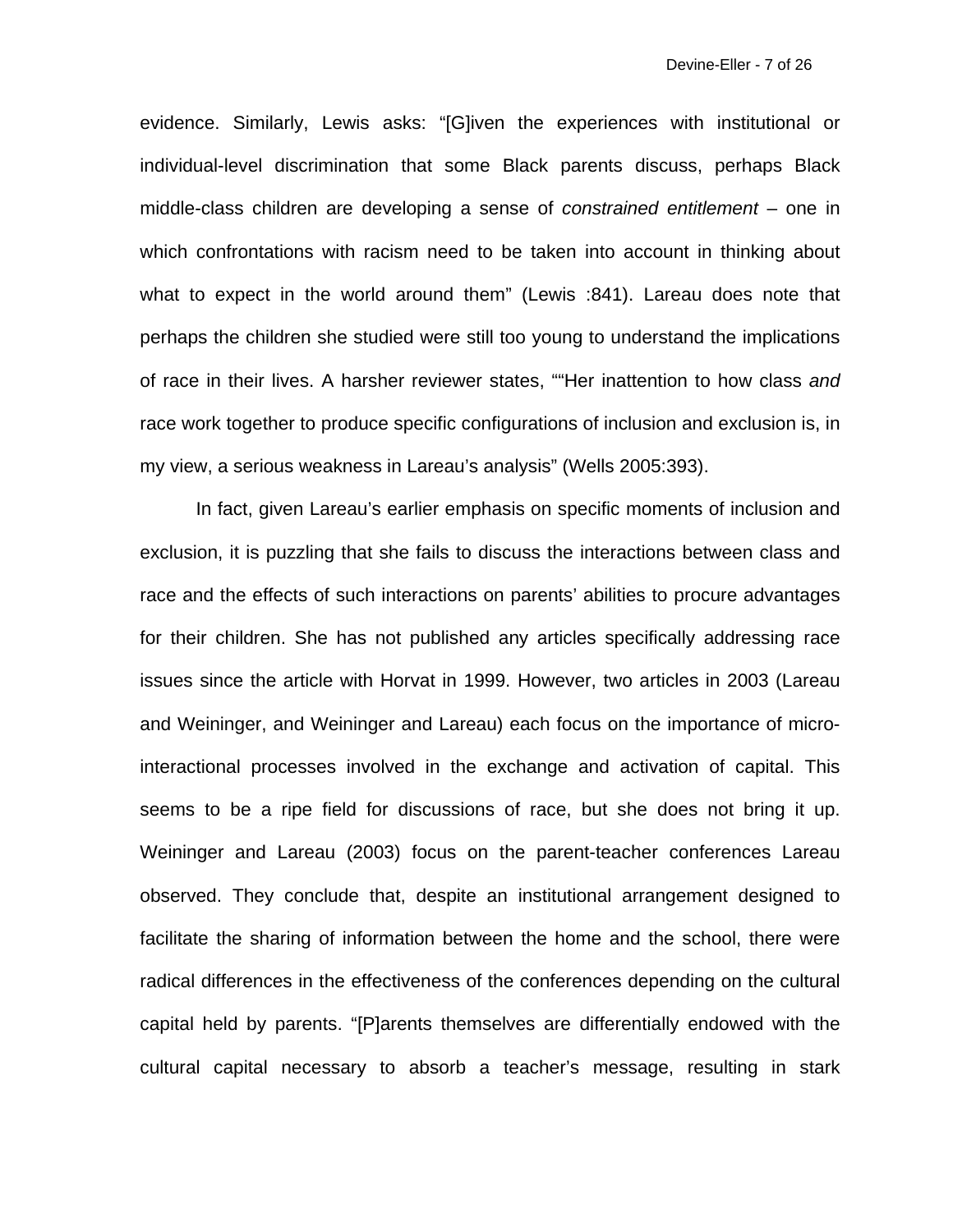evidence. Similarly, Lewis asks: "[G]iven the experiences with institutional or individual-level discrimination that some Black parents discuss, perhaps Black middle-class children are developing a sense of *constrained entitlement* – one in which confrontations with racism need to be taken into account in thinking about what to expect in the world around them" (Lewis :841). Lareau does note that perhaps the children she studied were still too young to understand the implications of race in their lives. A harsher reviewer states, ""Her inattention to how class *and* race work together to produce specific configurations of inclusion and exclusion is, in my view, a serious weakness in Lareau's analysis" (Wells 2005:393).

In fact, given Lareau's earlier emphasis on specific moments of inclusion and exclusion, it is puzzling that she fails to discuss the interactions between class and race and the effects of such interactions on parents' abilities to procure advantages for their children. She has not published any articles specifically addressing race issues since the article with Horvat in 1999. However, two articles in 2003 (Lareau and Weininger, and Weininger and Lareau) each focus on the importance of micro-interactional processes involved in the exchange and activation of capital. This seems to be a ripe field for discussions of race, but she does not bring it up. Weininger and Lareau (2003) focus on the parent-teacher conferences Lareau observed. They conclude that, despite an institutional arrangement designed to facilitate the sharing of information between the home and the school, there were radical differences in the effectiveness of the conferences depending on the cultural capital held by parents. "[P]arents themselves are differentially endowed with the cultural capital necessary to absorb a teacher's message, resulting in stark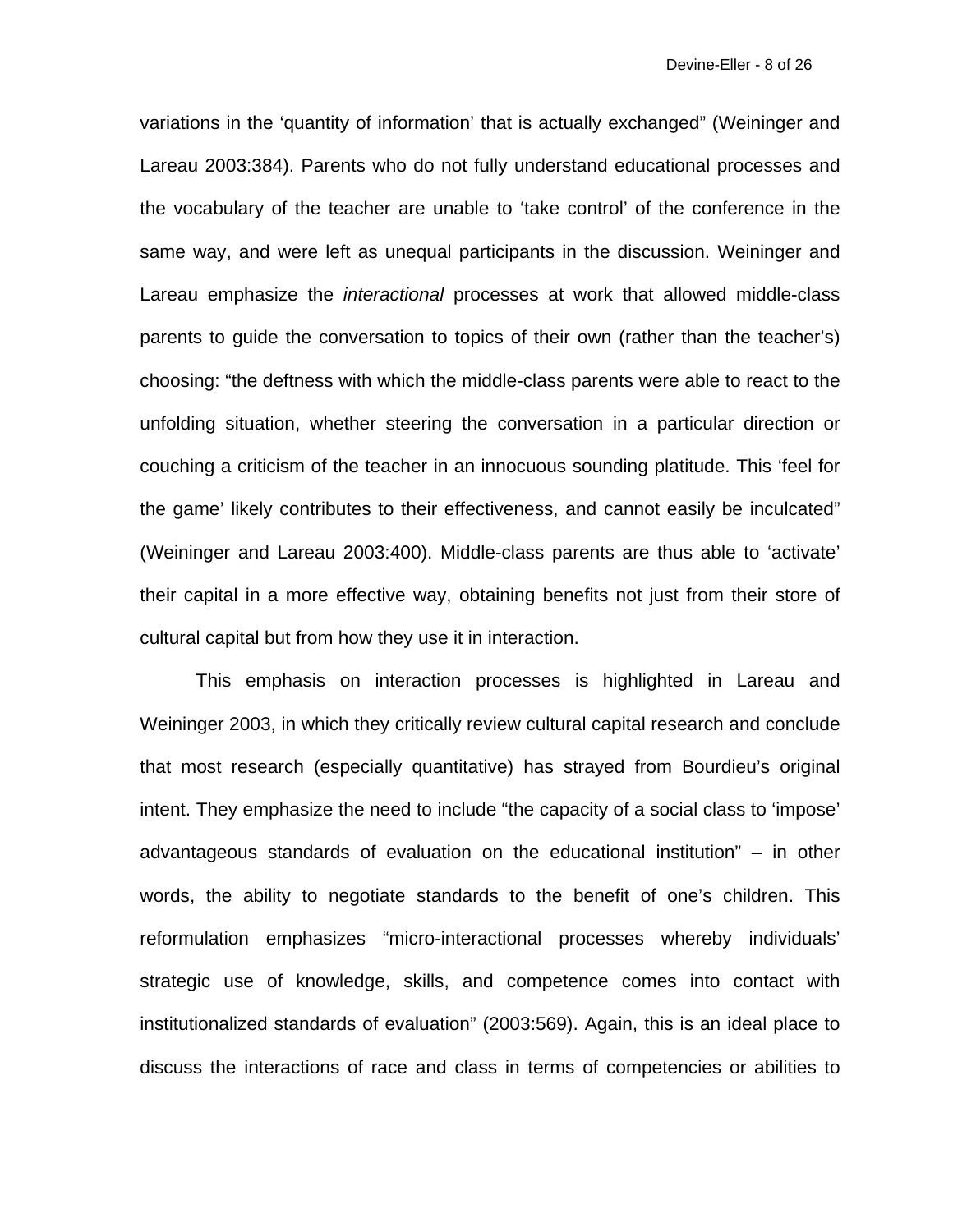variations in the 'quantity of information' that is actually exchanged" (Weininger and Lareau 2003:384). Parents who do not fully understand educational processes and the vocabulary of the teacher are unable to 'take control' of the conference in the same way, and were left as unequal participants in the discussion. Weininger and Lareau emphasize the *interactional* processes at work that allowed middle-class parents to guide the conversation to topics of their own (rather than the teacher's) choosing: "the deftness with which the middle-class parents were able to react to the unfolding situation, whether steering the conversation in a particular direction or couching a criticism of the teacher in an innocuous sounding platitude. This 'feel for the game' likely contributes to their effectiveness, and cannot easily be inculcated" (Weininger and Lareau 2003:400). Middle-class parents are thus able to 'activate' their capital in a more effective way, obtaining benefits not just from their store of cultural capital but from how they use it in interaction.

This emphasis on interaction processes is highlighted in Lareau and Weininger 2003, in which they critically review cultural capital research and conclude that most research (especially quantitative) has strayed from Bourdieu's original intent. They emphasize the need to include "the capacity of a social class to 'impose' advantageous standards of evaluation on the educational institution" – in other words, the ability to negotiate standards to the benefit of one's children. This reformulation emphasizes "micro-interactional processes whereby individuals' strategic use of knowledge, skills, and competence comes into contact with institutionalized standards of evaluation" (2003:569). Again, this is an ideal place to discuss the interactions of race and class in terms of competencies or abilities to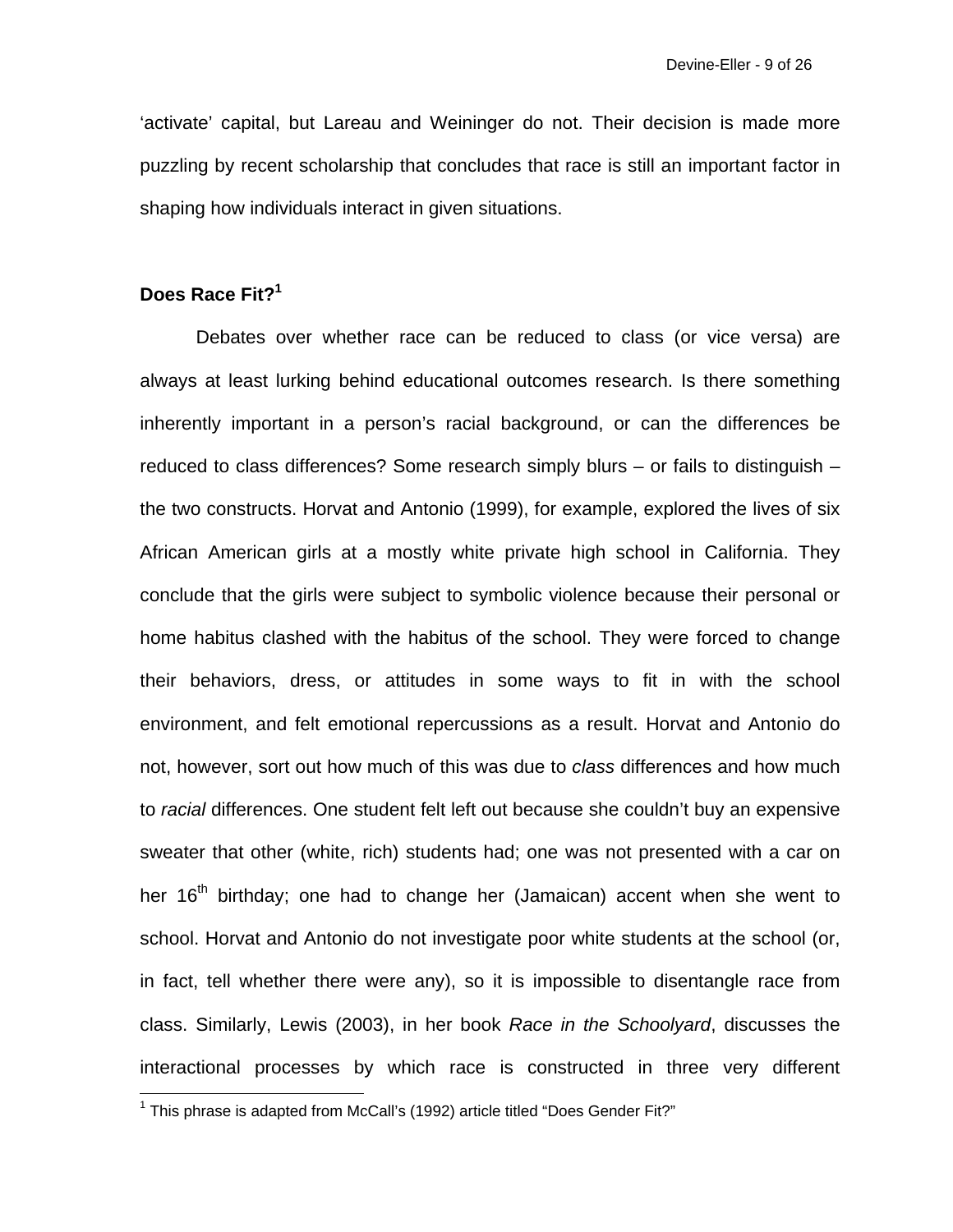'activate' capital, but Lareau and Weininger do not. Their decision is made more puzzling by recent scholarship that concludes that race is still an important factor in shaping how individuals interact in given situations.

## Does Race Fit?[1]

Debates over whether race can be reduced to class (or vice versa) are always at least lurking behind educational outcomes research. Is there something inherently important in a person's racial background, or can the differences be reduced to class differences? Some research simply blurs – or fails to distinguish – the two constructs. Horvat and Antonio (1999), for example, explored the lives of six African American girls at a mostly white private high school in California. They conclude that the girls were subject to symbolic violence because their personal or home habitus clashed with the habitus of the school. They were forced to change their behaviors, dress, or attitudes in some ways to fit in with the school environment, and felt emotional repercussions as a result. Horvat and Antonio do not, however, sort out how much of this was due to *class* differences and how much to *racial* differences. One student felt left out because she couldn't buy an expensive sweater that other (white, rich) students had; one was not presented with a car on her 16th birthday; one had to change her (Jamaican) accent when she went to school. Horvat and Antonio do not investigate poor white students at the school (or, in fact, tell whether there were any), so it is impossible to disentangle race from class. Similarly, Lewis (2003), in her book *Race in the Schoolyard*, discusses the interactional processes by which race is constructed in three very different

---

[1] This phrase is adapted from McCall's (1992) article titled "Does Gender Fit?"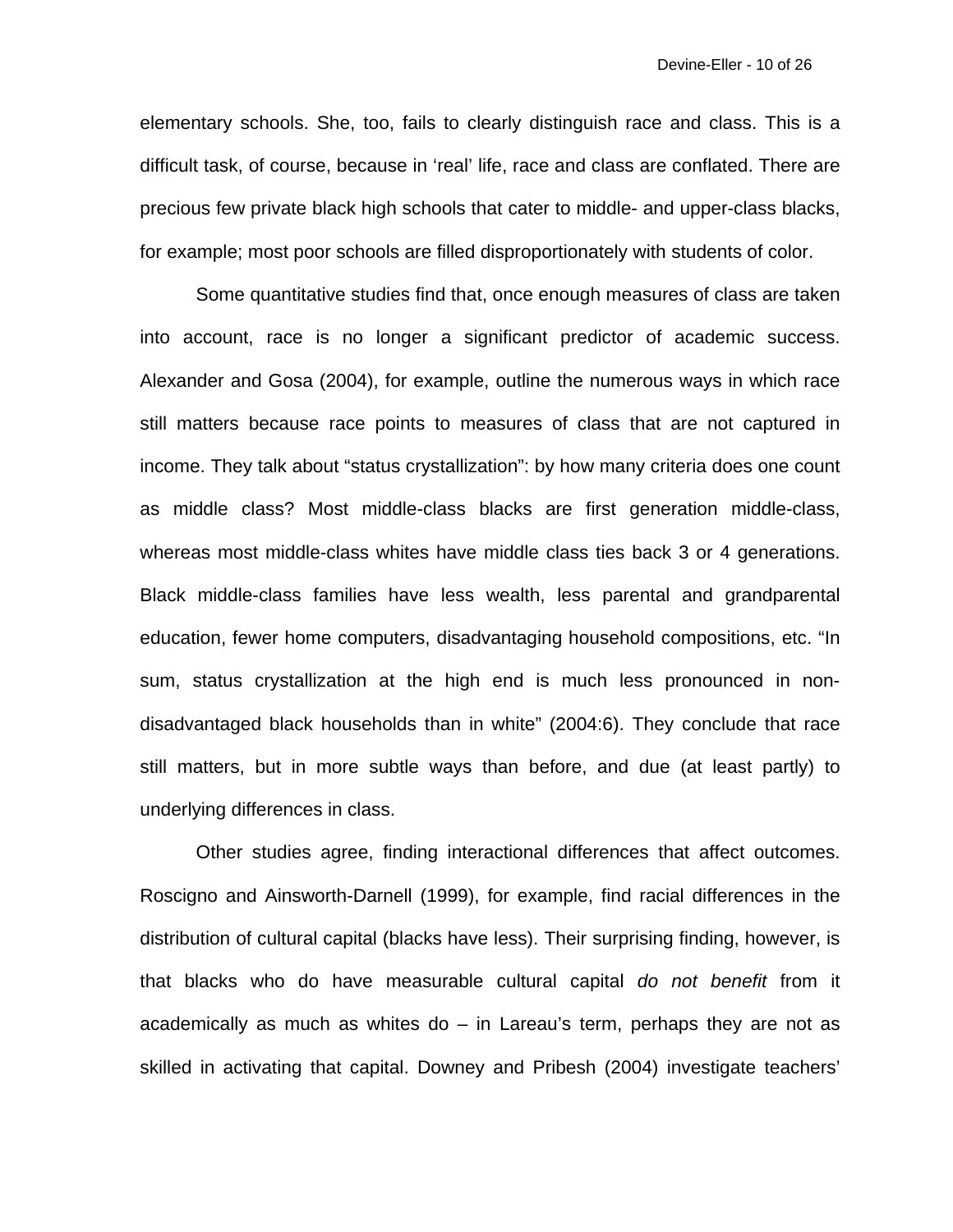elementary schools. She, too, fails to clearly distinguish race and class. This is a difficult task, of course, because in 'real' life, race and class are conflated. There are precious few private black high schools that cater to middle- and upper-class blacks, for example; most poor schools are filled disproportionately with students of color.

Some quantitative studies find that, once enough measures of class are taken into account, race is no longer a significant predictor of academic success. Alexander and Gosa (2004), for example, outline the numerous ways in which race still matters because race points to measures of class that are not captured in income. They talk about "status crystallization": by how many criteria does one count as middle class? Most middle-class blacks are first generation middle-class, whereas most middle-class whites have middle class ties back 3 or 4 generations. Black middle-class families have less wealth, less parental and grandparental education, fewer home computers, disadvantaging household compositions, etc. "In sum, status crystallization at the high end is much less pronounced in non-disadvantaged black households than in white" (2004:6). They conclude that race still matters, but in more subtle ways than before, and due (at least partly) to underlying differences in class.

Other studies agree, finding interactional differences that affect outcomes. Roscigno and Ainsworth-Darnell (1999), for example, find racial differences in the distribution of cultural capital (blacks have less). Their surprising finding, however, is that blacks who do have measurable cultural capital *do not benefit* from it academically as much as whites do – in Lareau's term, perhaps they are not as skilled in activating that capital. Downey and Pribesh (2004) investigate teachers'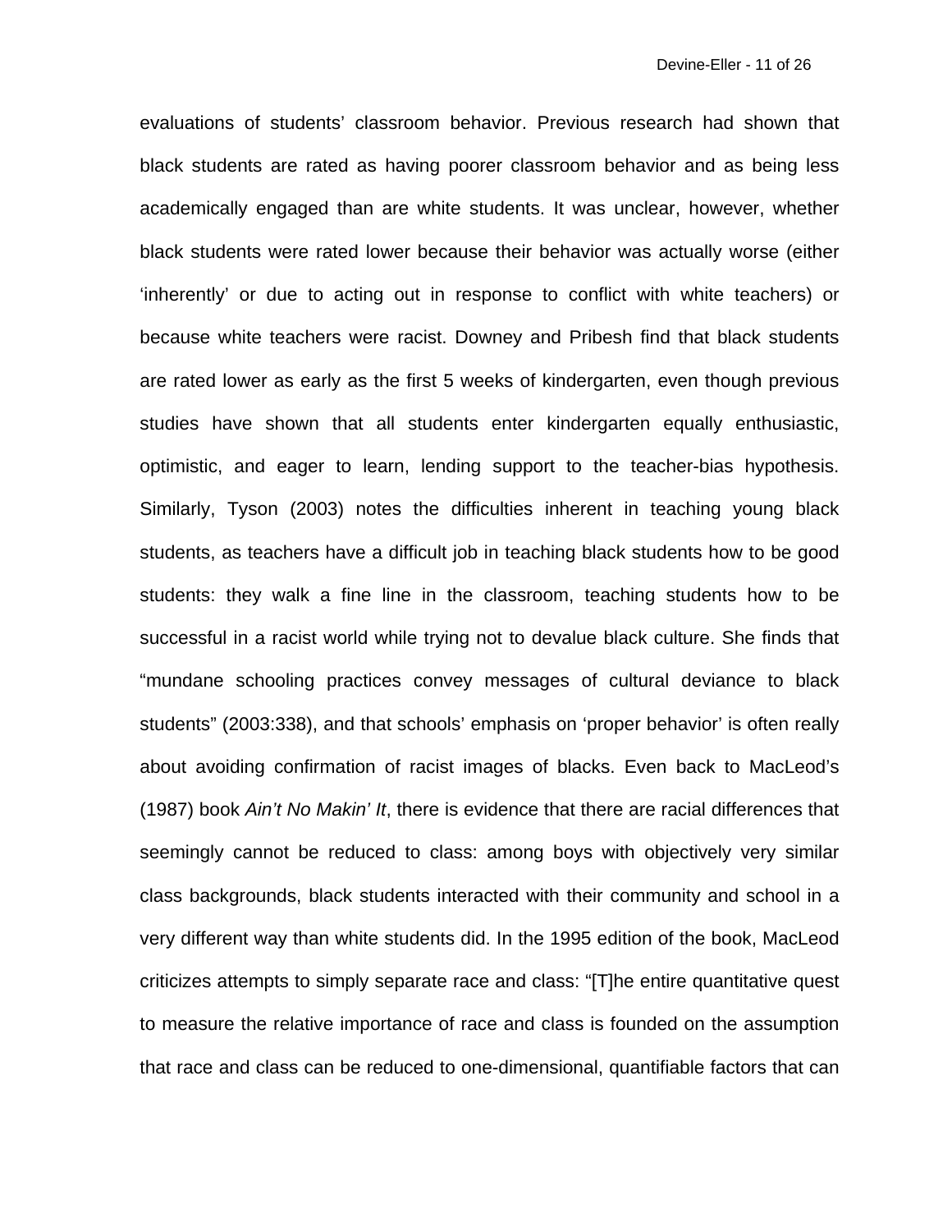evaluations of students' classroom behavior. Previous research had shown that black students are rated as having poorer classroom behavior and as being less academically engaged than are white students. It was unclear, however, whether black students were rated lower because their behavior was actually worse (either 'inherently' or due to acting out in response to conflict with white teachers) or because white teachers were racist. Downey and Pribesh find that black students are rated lower as early as the first 5 weeks of kindergarten, even though previous studies have shown that all students enter kindergarten equally enthusiastic, optimistic, and eager to learn, lending support to the teacher-bias hypothesis. Similarly, Tyson (2003) notes the difficulties inherent in teaching young black students, as teachers have a difficult job in teaching black students how to be good students: they walk a fine line in the classroom, teaching students how to be successful in a racist world while trying not to devalue black culture. She finds that "mundane schooling practices convey messages of cultural deviance to black students" (2003:338), and that schools' emphasis on 'proper behavior' is often really about avoiding confirmation of racist images of blacks. Even back to MacLeod's (1987) book *Ain't No Makin' It*, there is evidence that there are racial differences that seemingly cannot be reduced to class: among boys with objectively very similar class backgrounds, black students interacted with their community and school in a very different way than white students did. In the 1995 edition of the book, MacLeod criticizes attempts to simply separate race and class: "[T]he entire quantitative quest to measure the relative importance of race and class is founded on the assumption that race and class can be reduced to one-dimensional, quantifiable factors that can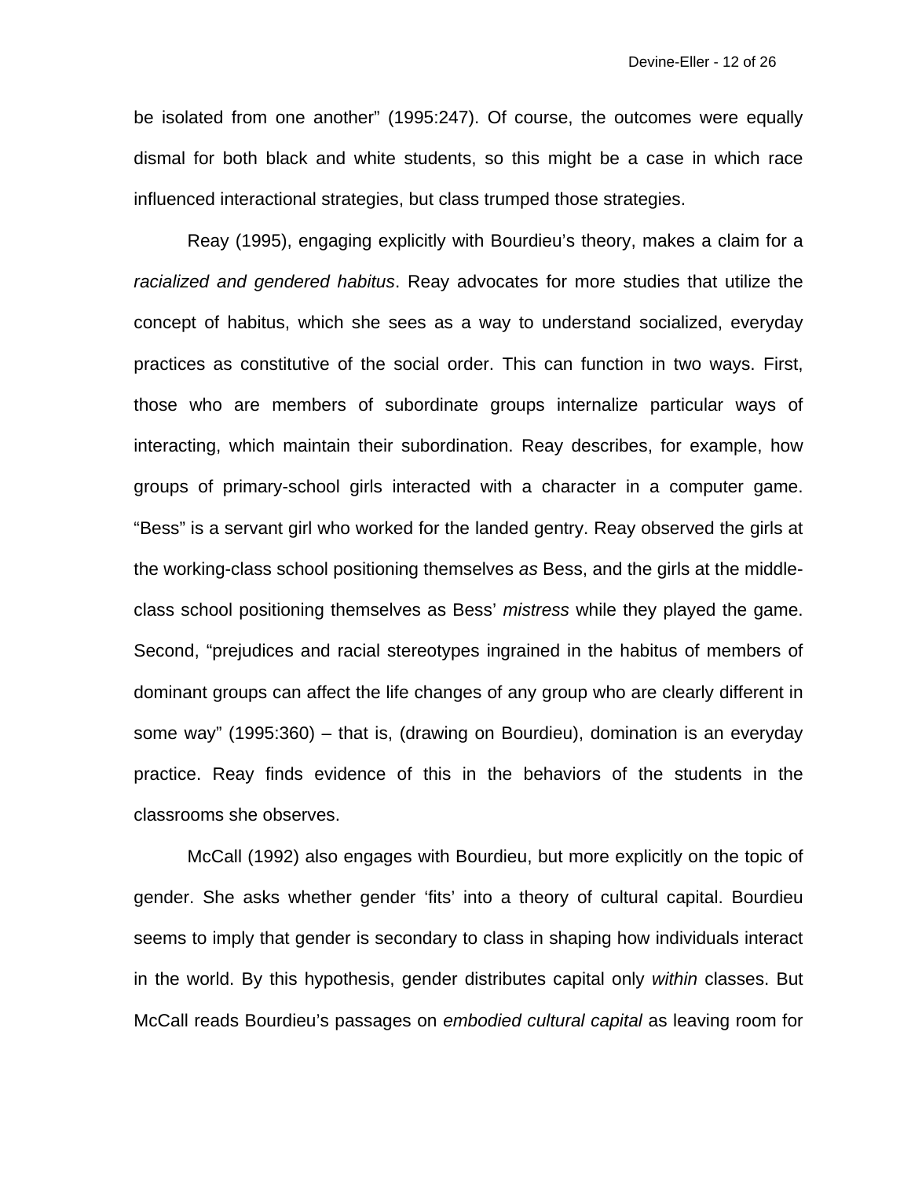be isolated from one another" (1995:247). Of course, the outcomes were equally dismal for both black and white students, so this might be a case in which race influenced interactional strategies, but class trumped those strategies.

Reay (1995), engaging explicitly with Bourdieu's theory, makes a claim for a *racialized and gendered habitus*. Reay advocates for more studies that utilize the concept of habitus, which she sees as a way to understand socialized, everyday practices as constitutive of the social order. This can function in two ways. First, those who are members of subordinate groups internalize particular ways of interacting, which maintain their subordination. Reay describes, for example, how groups of primary-school girls interacted with a character in a computer game. "Bess" is a servant girl who worked for the landed gentry. Reay observed the girls at the working-class school positioning themselves *as* Bess, and the girls at the middle-class school positioning themselves as Bess' *mistress* while they played the game. Second, "prejudices and racial stereotypes ingrained in the habitus of members of dominant groups can affect the life changes of any group who are clearly different in some way" (1995:360) – that is, (drawing on Bourdieu), domination is an everyday practice. Reay finds evidence of this in the behaviors of the students in the classrooms she observes.

McCall (1992) also engages with Bourdieu, but more explicitly on the topic of gender. She asks whether gender 'fits' into a theory of cultural capital. Bourdieu seems to imply that gender is secondary to class in shaping how individuals interact in the world. By this hypothesis, gender distributes capital only *within* classes. But McCall reads Bourdieu's passages on *embodied cultural capital* as leaving room for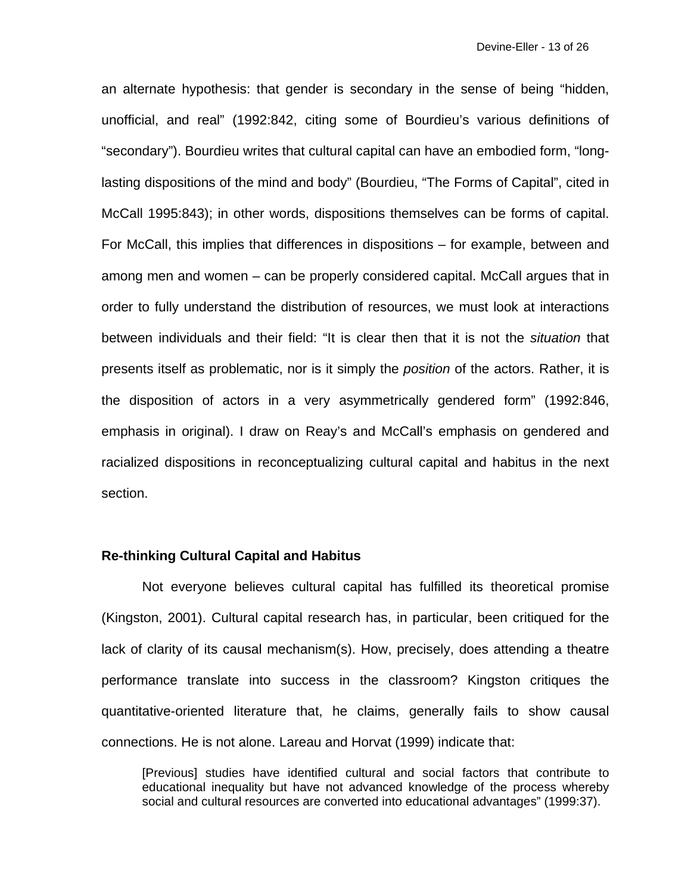an alternate hypothesis: that gender is secondary in the sense of being "hidden, unofficial, and real" (1992:842, citing some of Bourdieu's various definitions of "secondary"). Bourdieu writes that cultural capital can have an embodied form, "long-lasting dispositions of the mind and body" (Bourdieu, "The Forms of Capital", cited in McCall 1995:843); in other words, dispositions themselves can be forms of capital. For McCall, this implies that differences in dispositions – for example, between and among men and women – can be properly considered capital. McCall argues that in order to fully understand the distribution of resources, we must look at interactions between individuals and their field: "It is clear then that it is not the *situation* that presents itself as problematic, nor is it simply the *position* of the actors. Rather, it is the disposition of actors in a very asymmetrically gendered form" (1992:846, emphasis in original). I draw on Reay's and McCall's emphasis on gendered and racialized dispositions in reconceptualizing cultural capital and habitus in the next section.

### Re-thinking Cultural Capital and Habitus

Not everyone believes cultural capital has fulfilled its theoretical promise (Kingston, 2001). Cultural capital research has, in particular, been critiqued for the lack of clarity of its causal mechanism(s). How, precisely, does attending a theatre performance translate into success in the classroom? Kingston critiques the quantitative-oriented literature that, he claims, generally fails to show causal connections. He is not alone. Lareau and Horvat (1999) indicate that:

> [Previous] studies have identified cultural and social factors that contribute to educational inequality but have not advanced knowledge of the process whereby social and cultural resources are converted into educational advantages" (1999:37).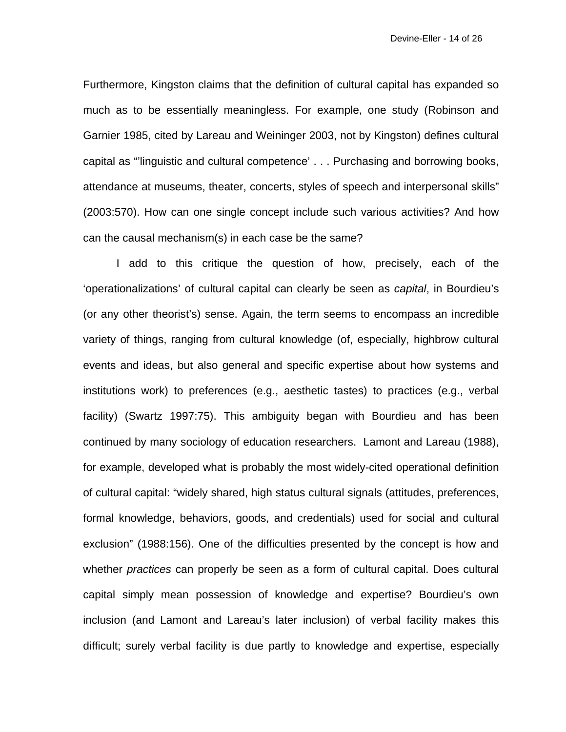Furthermore, Kingston claims that the definition of cultural capital has expanded so much as to be essentially meaningless. For example, one study (Robinson and Garnier 1985, cited by Lareau and Weininger 2003, not by Kingston) defines cultural capital as "'linguistic and cultural competence' . . . Purchasing and borrowing books, attendance at museums, theater, concerts, styles of speech and interpersonal skills" (2003:570). How can one single concept include such various activities? And how can the causal mechanism(s) in each case be the same?

I add to this critique the question of how, precisely, each of the 'operationalizations' of cultural capital can clearly be seen as *capital*, in Bourdieu's (or any other theorist's) sense. Again, the term seems to encompass an incredible variety of things, ranging from cultural knowledge (of, especially, highbrow cultural events and ideas, but also general and specific expertise about how systems and institutions work) to preferences (e.g., aesthetic tastes) to practices (e.g., verbal facility) (Swartz 1997:75). This ambiguity began with Bourdieu and has been continued by many sociology of education researchers. Lamont and Lareau (1988), for example, developed what is probably the most widely-cited operational definition of cultural capital: "widely shared, high status cultural signals (attitudes, preferences, formal knowledge, behaviors, goods, and credentials) used for social and cultural exclusion" (1988:156). One of the difficulties presented by the concept is how and whether *practices* can properly be seen as a form of cultural capital. Does cultural capital simply mean possession of knowledge and expertise? Bourdieu's own inclusion (and Lamont and Lareau's later inclusion) of verbal facility makes this difficult; surely verbal facility is due partly to knowledge and expertise, especially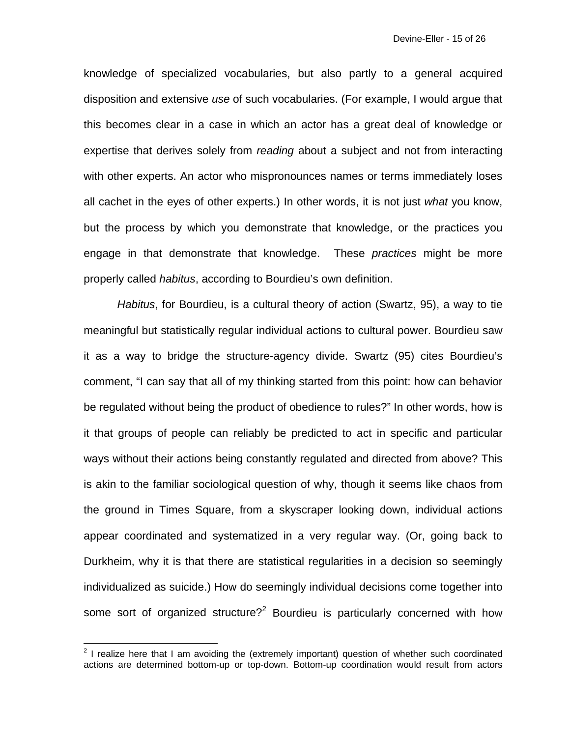knowledge of specialized vocabularies, but also partly to a general acquired disposition and extensive *use* of such vocabularies. (For example, I would argue that this becomes clear in a case in which an actor has a great deal of knowledge or expertise that derives solely from *reading* about a subject and not from interacting with other experts. An actor who mispronounces names or terms immediately loses all cachet in the eyes of other experts.) In other words, it is not just *what* you know, but the process by which you demonstrate that knowledge, or the practices you engage in that demonstrate that knowledge. These *practices* might be more properly called *habitus*, according to Bourdieu's own definition.

*Habitus*, for Bourdieu, is a cultural theory of action (Swartz, 95), a way to tie meaningful but statistically regular individual actions to cultural power. Bourdieu saw it as a way to bridge the structure-agency divide. Swartz (95) cites Bourdieu's comment, "I can say that all of my thinking started from this point: how can behavior be regulated without being the product of obedience to rules?" In other words, how is it that groups of people can reliably be predicted to act in specific and particular ways without their actions being constantly regulated and directed from above? This is akin to the familiar sociological question of why, though it seems like chaos from the ground in Times Square, from a skyscraper looking down, individual actions appear coordinated and systematized in a very regular way. (Or, going back to Durkheim, why it is that there are statistical regularities in a decision so seemingly individualized as suicide.) How do seemingly individual decisions come together into some sort of organized structure?[2] Bourdieu is particularly concerned with how

[2] I realize here that I am avoiding the (extremely important) question of whether such coordinated actions are determined bottom-up or top-down. Bottom-up coordination would result from actors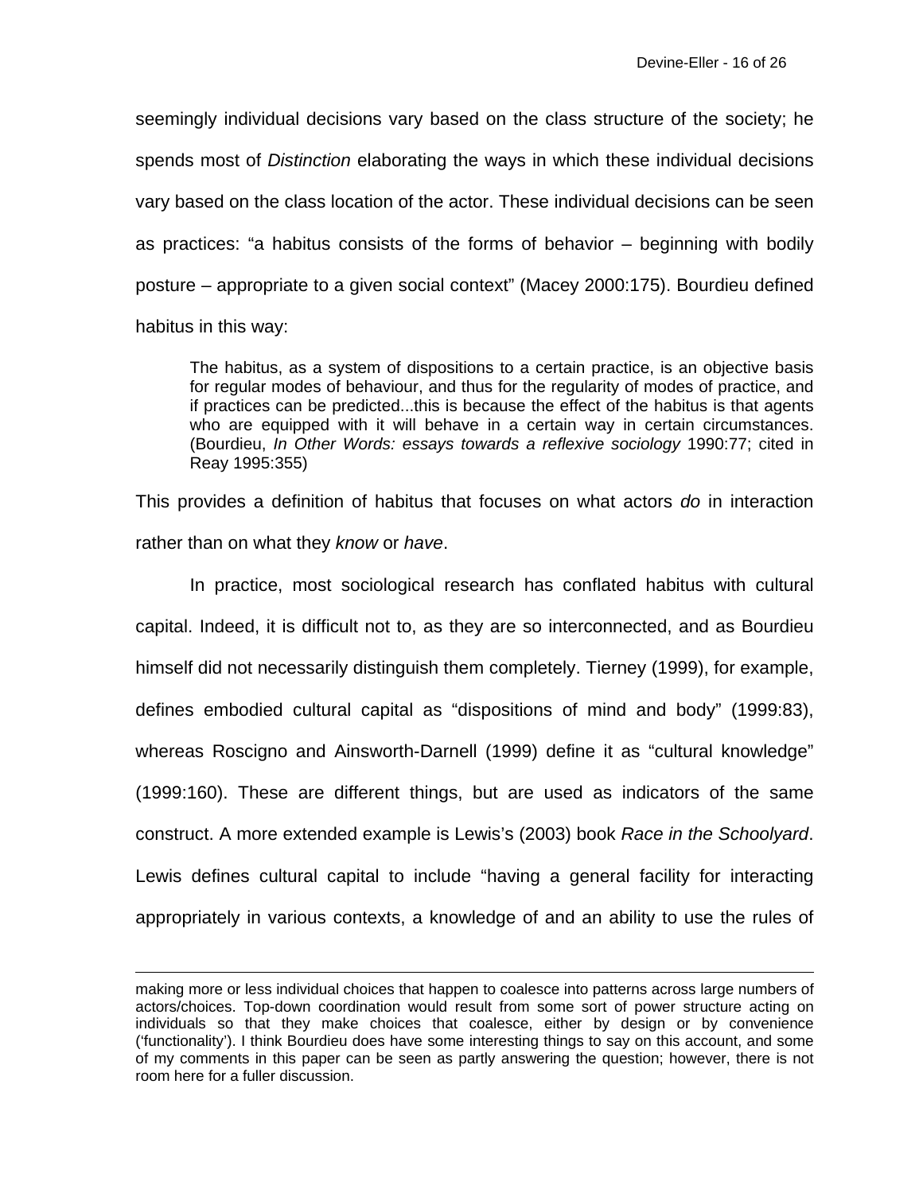seemingly individual decisions vary based on the class structure of the society; he spends most of *Distinction* elaborating the ways in which these individual decisions vary based on the class location of the actor. These individual decisions can be seen as practices: "a habitus consists of the forms of behavior – beginning with bodily posture – appropriate to a given social context" (Macey 2000:175). Bourdieu defined habitus in this way:

> The habitus, as a system of dispositions to a certain practice, is an objective basis for regular modes of behaviour, and thus for the regularity of modes of practice, and if practices can be predicted...this is because the effect of the habitus is that agents who are equipped with it will behave in a certain way in certain circumstances. (Bourdieu, *In Other Words: essays towards a reflexive sociology* 1990:77; cited in Reay 1995:355)

This provides a definition of habitus that focuses on what actors *do* in interaction rather than on what they *know* or *have*.

In practice, most sociological research has conflated habitus with cultural capital. Indeed, it is difficult not to, as they are so interconnected, and as Bourdieu himself did not necessarily distinguish them completely. Tierney (1999), for example, defines embodied cultural capital as "dispositions of mind and body" (1999:83), whereas Roscigno and Ainsworth-Darnell (1999) define it as "cultural knowledge" (1999:160). These are different things, but are used as indicators of the same construct. A more extended example is Lewis's (2003) book *Race in the Schoolyard*. Lewis defines cultural capital to include "having a general facility for interacting appropriately in various contexts, a knowledge of and an ability to use the rules of

---

making more or less individual choices that happen to coalesce into patterns across large numbers of actors/choices. Top-down coordination would result from some sort of power structure acting on individuals so that they make choices that coalesce, either by design or by convenience ('functionality'). I think Bourdieu does have some interesting things to say on this account, and some of my comments in this paper can be seen as partly answering the question; however, there is not room here for a fuller discussion.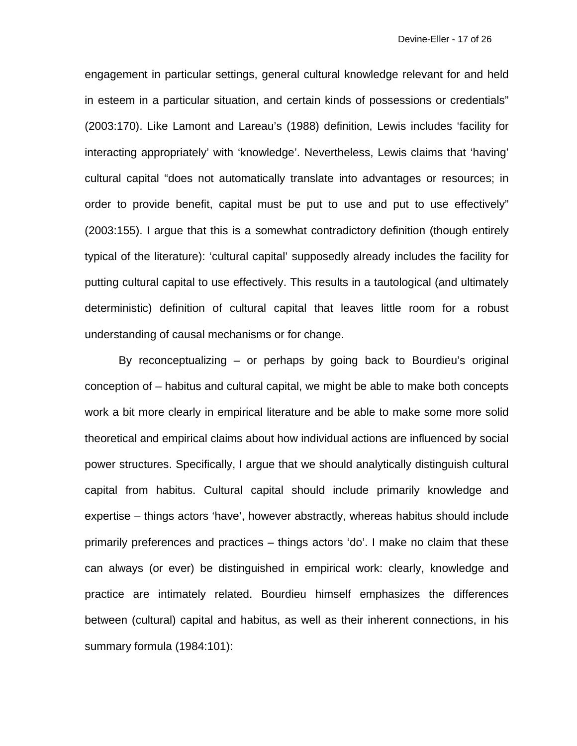engagement in particular settings, general cultural knowledge relevant for and held in esteem in a particular situation, and certain kinds of possessions or credentials" (2003:170). Like Lamont and Lareau's (1988) definition, Lewis includes 'facility for interacting appropriately' with 'knowledge'. Nevertheless, Lewis claims that 'having' cultural capital "does not automatically translate into advantages or resources; in order to provide benefit, capital must be put to use and put to use effectively" (2003:155). I argue that this is a somewhat contradictory definition (though entirely typical of the literature): 'cultural capital' supposedly already includes the facility for putting cultural capital to use effectively. This results in a tautological (and ultimately deterministic) definition of cultural capital that leaves little room for a robust understanding of causal mechanisms or for change.

By reconceptualizing – or perhaps by going back to Bourdieu's original conception of – habitus and cultural capital, we might be able to make both concepts work a bit more clearly in empirical literature and be able to make some more solid theoretical and empirical claims about how individual actions are influenced by social power structures. Specifically, I argue that we should analytically distinguish cultural capital from habitus. Cultural capital should include primarily knowledge and expertise – things actors 'have', however abstractly, whereas habitus should include primarily preferences and practices – things actors 'do'. I make no claim that these can always (or ever) be distinguished in empirical work: clearly, knowledge and practice are intimately related. Bourdieu himself emphasizes the differences between (cultural) capital and habitus, as well as their inherent connections, in his summary formula (1984:101):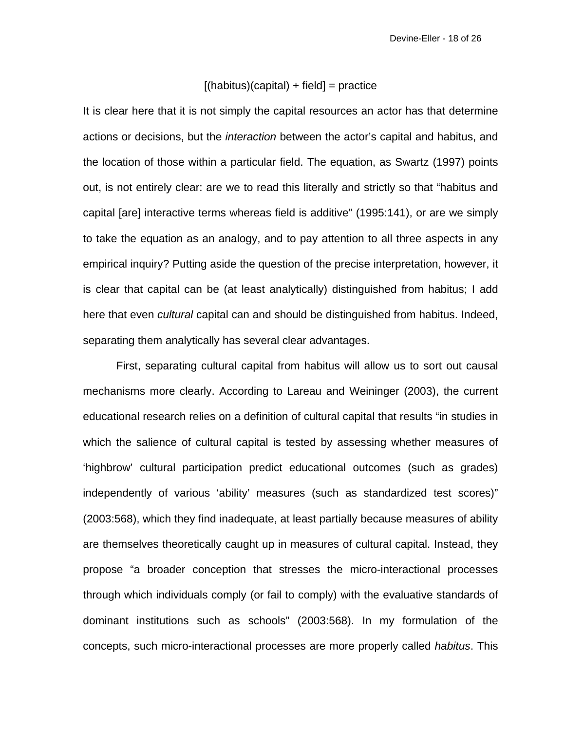$$[(\text{habitus})(\text{capital}) + \text{field}] = \text{practice}$$

It is clear here that it is not simply the capital resources an actor has that determine actions or decisions, but the *interaction* between the actor's capital and habitus, and the location of those within a particular field. The equation, as Swartz (1997) points out, is not entirely clear: are we to read this literally and strictly so that "habitus and capital [are] interactive terms whereas field is additive" (1995:141), or are we simply to take the equation as an analogy, and to pay attention to all three aspects in any empirical inquiry? Putting aside the question of the precise interpretation, however, it is clear that capital can be (at least analytically) distinguished from habitus; I add here that even *cultural* capital can and should be distinguished from habitus. Indeed, separating them analytically has several clear advantages.

First, separating cultural capital from habitus will allow us to sort out causal mechanisms more clearly. According to Lareau and Weininger (2003), the current educational research relies on a definition of cultural capital that results "in studies in which the salience of cultural capital is tested by assessing whether measures of 'highbrow' cultural participation predict educational outcomes (such as grades) independently of various 'ability' measures (such as standardized test scores)" (2003:568), which they find inadequate, at least partially because measures of ability are themselves theoretically caught up in measures of cultural capital. Instead, they propose "a broader conception that stresses the micro-interactional processes through which individuals comply (or fail to comply) with the evaluative standards of dominant institutions such as schools" (2003:568). In my formulation of the concepts, such micro-interactional processes are more properly called *habitus*. This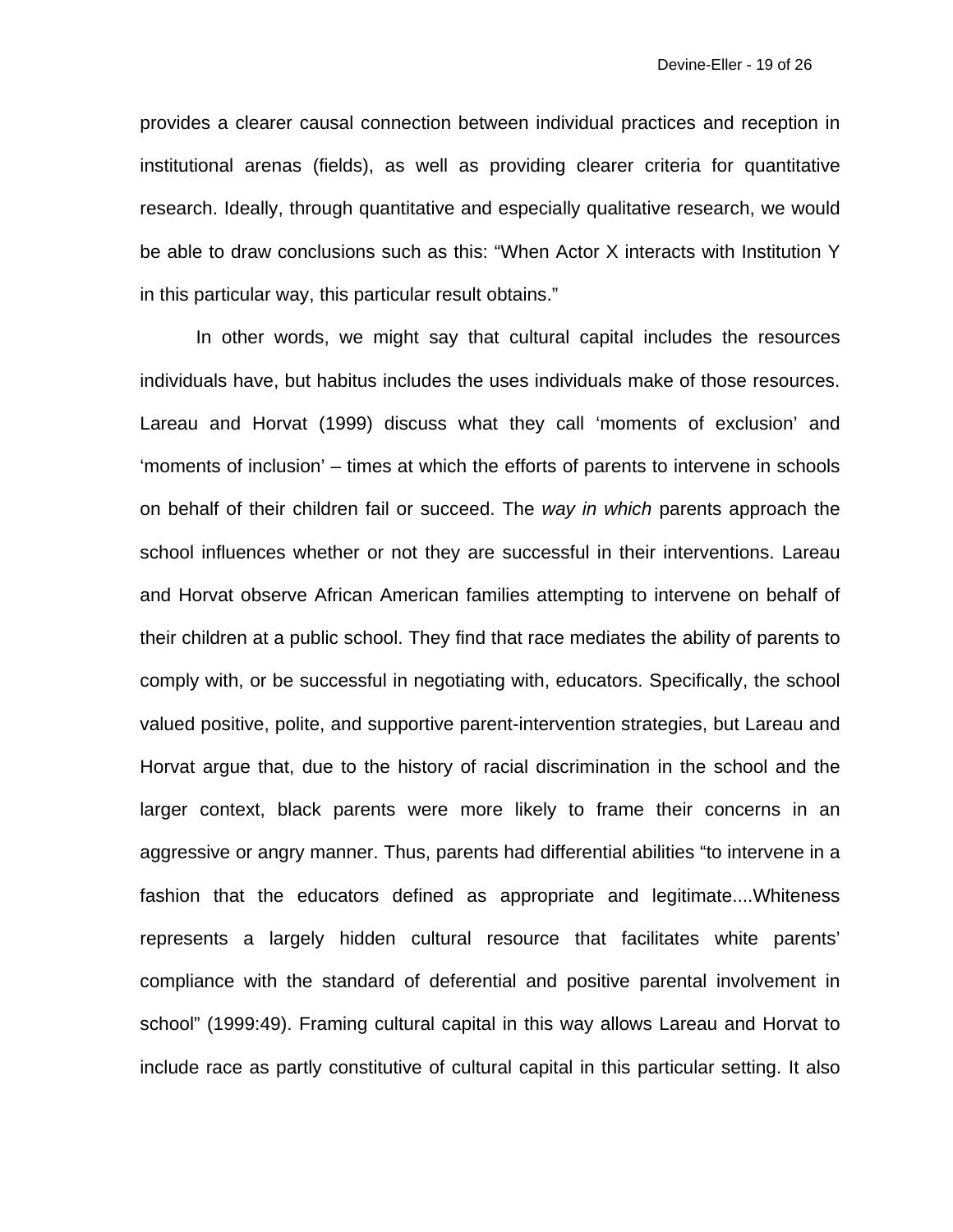provides a clearer causal connection between individual practices and reception in institutional arenas (fields), as well as providing clearer criteria for quantitative research. Ideally, through quantitative and especially qualitative research, we would be able to draw conclusions such as this: "When Actor X interacts with Institution Y in this particular way, this particular result obtains."

In other words, we might say that cultural capital includes the resources individuals have, but habitus includes the uses individuals make of those resources. Lareau and Horvat (1999) discuss what they call 'moments of exclusion' and 'moments of inclusion' – times at which the efforts of parents to intervene in schools on behalf of their children fail or succeed. The *way in which* parents approach the school influences whether or not they are successful in their interventions. Lareau and Horvat observe African American families attempting to intervene on behalf of their children at a public school. They find that race mediates the ability of parents to comply with, or be successful in negotiating with, educators. Specifically, the school valued positive, polite, and supportive parent-intervention strategies, but Lareau and Horvat argue that, due to the history of racial discrimination in the school and the larger context, black parents were more likely to frame their concerns in an aggressive or angry manner. Thus, parents had differential abilities "to intervene in a fashion that the educators defined as appropriate and legitimate....Whiteness represents a largely hidden cultural resource that facilitates white parents' compliance with the standard of deferential and positive parental involvement in school" (1999:49). Framing cultural capital in this way allows Lareau and Horvat to include race as partly constitutive of cultural capital in this particular setting. It also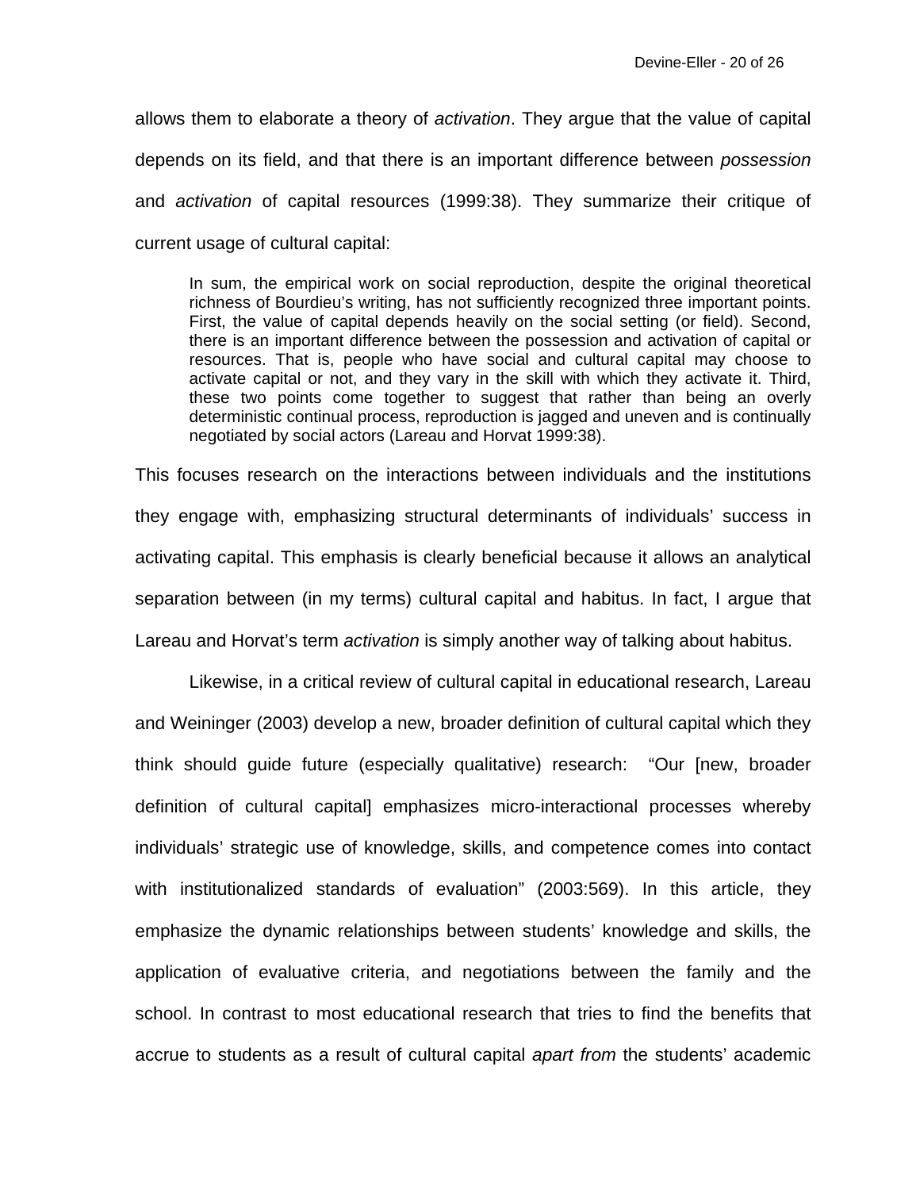allows them to elaborate a theory of *activation*. They argue that the value of capital depends on its field, and that there is an important difference between *possession* and *activation* of capital resources (1999:38). They summarize their critique of current usage of cultural capital:

> In sum, the empirical work on social reproduction, despite the original theoretical richness of Bourdieu's writing, has not sufficiently recognized three important points. First, the value of capital depends heavily on the social setting (or field). Second, there is an important difference between the possession and activation of capital or resources. That is, people who have social and cultural capital may choose to activate capital or not, and they vary in the skill with which they activate it. Third, these two points come together to suggest that rather than being an overly deterministic continual process, reproduction is jagged and uneven and is continually negotiated by social actors (Lareau and Horvat 1999:38).

This focuses research on the interactions between individuals and the institutions they engage with, emphasizing structural determinants of individuals' success in activating capital. This emphasis is clearly beneficial because it allows an analytical separation between (in my terms) cultural capital and habitus. In fact, I argue that Lareau and Horvat's term *activation* is simply another way of talking about habitus.

Likewise, in a critical review of cultural capital in educational research, Lareau and Weininger (2003) develop a new, broader definition of cultural capital which they think should guide future (especially qualitative) research: "Our [new, broader definition of cultural capital] emphasizes micro-interactional processes whereby individuals' strategic use of knowledge, skills, and competence comes into contact with institutionalized standards of evaluation" (2003:569). In this article, they emphasize the dynamic relationships between students' knowledge and skills, the application of evaluative criteria, and negotiations between the family and the school. In contrast to most educational research that tries to find the benefits that accrue to students as a result of cultural capital *apart from* the students' academic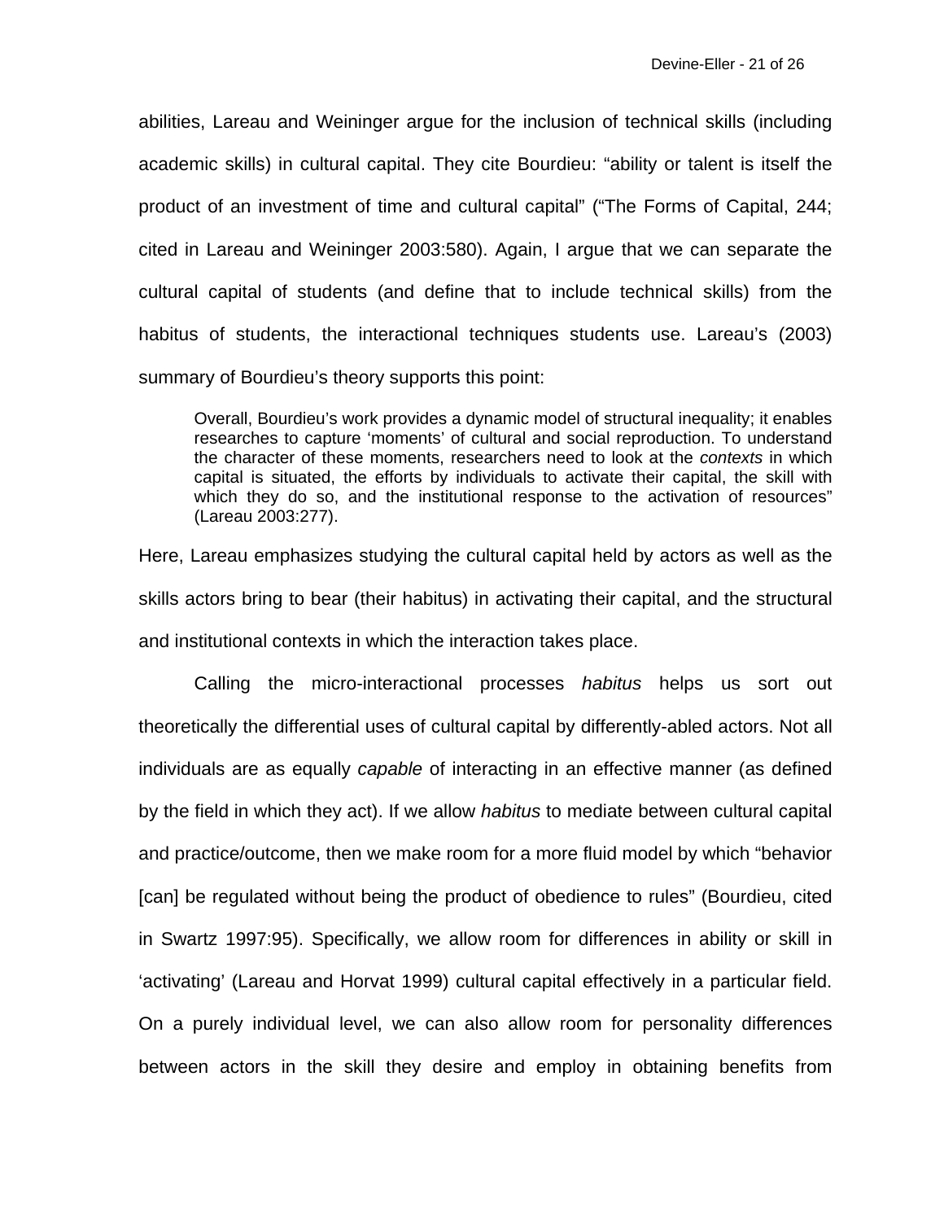abilities, Lareau and Weininger argue for the inclusion of technical skills (including academic skills) in cultural capital. They cite Bourdieu: "ability or talent is itself the product of an investment of time and cultural capital" ("The Forms of Capital, 244; cited in Lareau and Weininger 2003:580). Again, I argue that we can separate the cultural capital of students (and define that to include technical skills) from the habitus of students, the interactional techniques students use. Lareau's (2003) summary of Bourdieu's theory supports this point:

> Overall, Bourdieu's work provides a dynamic model of structural inequality; it enables researches to capture 'moments' of cultural and social reproduction. To understand the character of these moments, researchers need to look at the *contexts* in which capital is situated, the efforts by individuals to activate their capital, the skill with which they do so, and the institutional response to the activation of resources" (Lareau 2003:277).

Here, Lareau emphasizes studying the cultural capital held by actors as well as the skills actors bring to bear (their habitus) in activating their capital, and the structural and institutional contexts in which the interaction takes place.

Calling the micro-interactional processes *habitus* helps us sort out theoretically the differential uses of cultural capital by differently-abled actors. Not all individuals are as equally *capable* of interacting in an effective manner (as defined by the field in which they act). If we allow *habitus* to mediate between cultural capital and practice/outcome, then we make room for a more fluid model by which "behavior [can] be regulated without being the product of obedience to rules" (Bourdieu, cited in Swartz 1997:95). Specifically, we allow room for differences in ability or skill in 'activating' (Lareau and Horvat 1999) cultural capital effectively in a particular field. On a purely individual level, we can also allow room for personality differences between actors in the skill they desire and employ in obtaining benefits from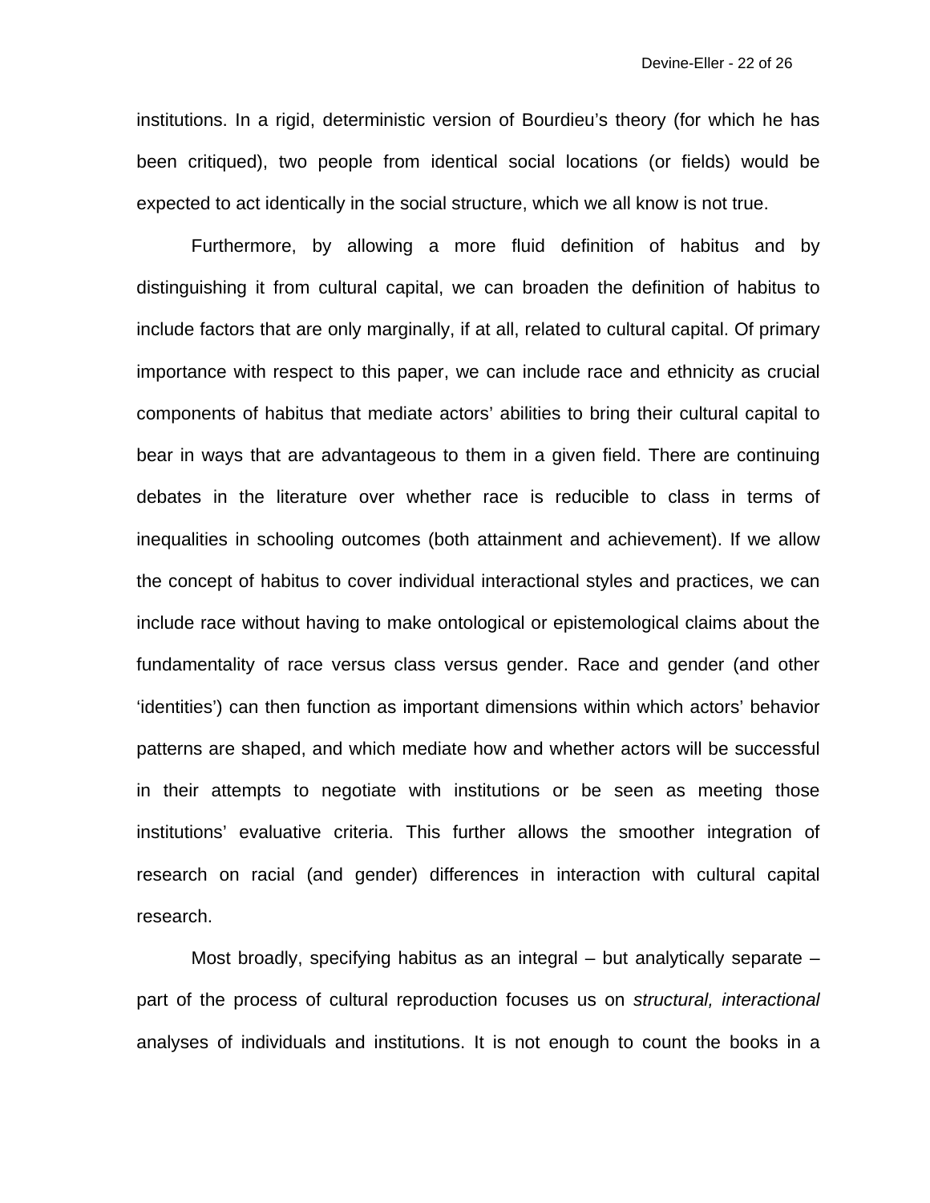institutions. In a rigid, deterministic version of Bourdieu's theory (for which he has been critiqued), two people from identical social locations (or fields) would be expected to act identically in the social structure, which we all know is not true.

Furthermore, by allowing a more fluid definition of habitus and by distinguishing it from cultural capital, we can broaden the definition of habitus to include factors that are only marginally, if at all, related to cultural capital. Of primary importance with respect to this paper, we can include race and ethnicity as crucial components of habitus that mediate actors' abilities to bring their cultural capital to bear in ways that are advantageous to them in a given field. There are continuing debates in the literature over whether race is reducible to class in terms of inequalities in schooling outcomes (both attainment and achievement). If we allow the concept of habitus to cover individual interactional styles and practices, we can include race without having to make ontological or epistemological claims about the fundamentality of race versus class versus gender. Race and gender (and other 'identities') can then function as important dimensions within which actors' behavior patterns are shaped, and which mediate how and whether actors will be successful in their attempts to negotiate with institutions or be seen as meeting those institutions' evaluative criteria. This further allows the smoother integration of research on racial (and gender) differences in interaction with cultural capital research.

Most broadly, specifying habitus as an integral – but analytically separate – part of the process of cultural reproduction focuses us on *structural, interactional* analyses of individuals and institutions. It is not enough to count the books in a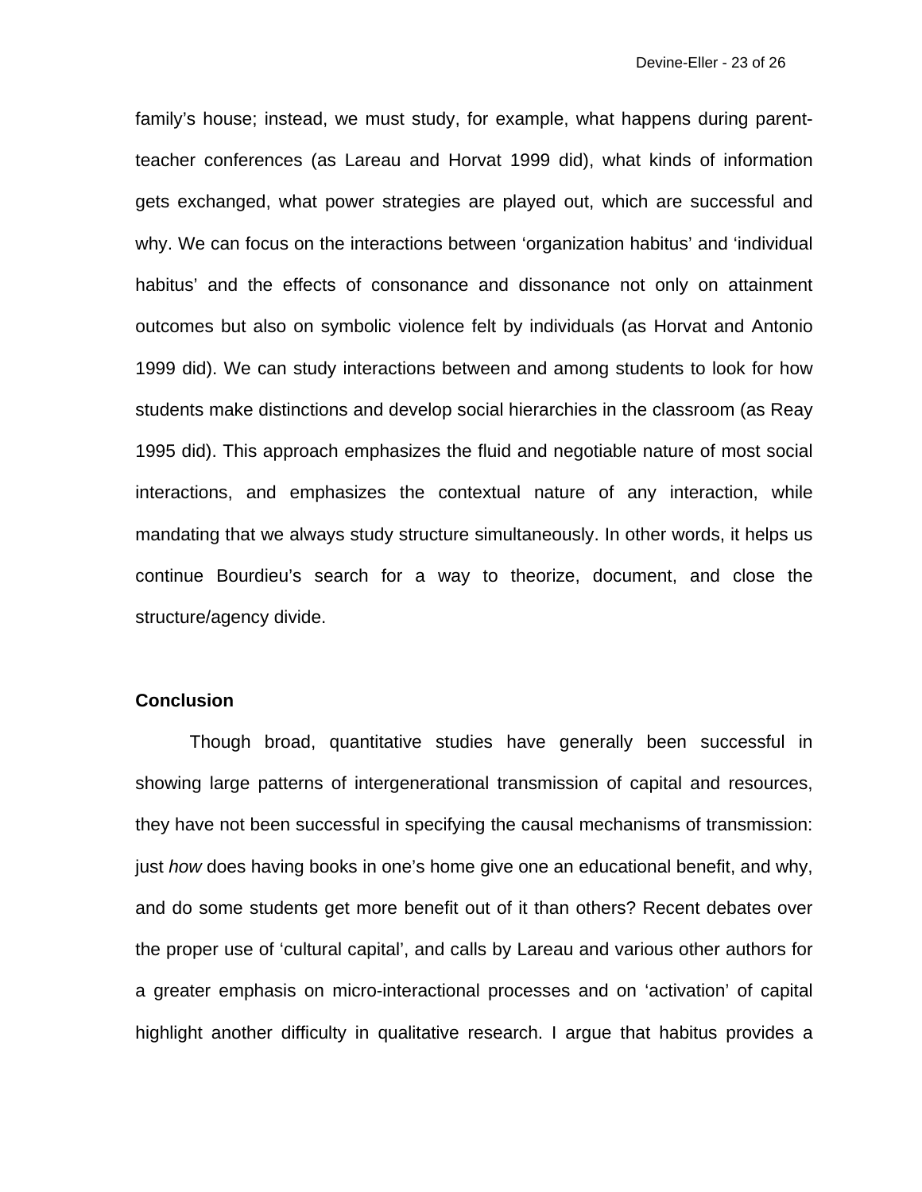family's house; instead, we must study, for example, what happens during parent-teacher conferences (as Lareau and Horvat 1999 did), what kinds of information gets exchanged, what power strategies are played out, which are successful and why. We can focus on the interactions between 'organization habitus' and 'individual habitus' and the effects of consonance and dissonance not only on attainment outcomes but also on symbolic violence felt by individuals (as Horvat and Antonio 1999 did). We can study interactions between and among students to look for how students make distinctions and develop social hierarchies in the classroom (as Reay 1995 did). This approach emphasizes the fluid and negotiable nature of most social interactions, and emphasizes the contextual nature of any interaction, while mandating that we always study structure simultaneously. In other words, it helps us continue Bourdieu's search for a way to theorize, document, and close the structure/agency divide.

**Conclusion**

Though broad, quantitative studies have generally been successful in showing large patterns of intergenerational transmission of capital and resources, they have not been successful in specifying the causal mechanisms of transmission: just *how* does having books in one's home give one an educational benefit, and why, and do some students get more benefit out of it than others? Recent debates over the proper use of 'cultural capital', and calls by Lareau and various other authors for a greater emphasis on micro-interactional processes and on 'activation' of capital highlight another difficulty in qualitative research. I argue that habitus provides a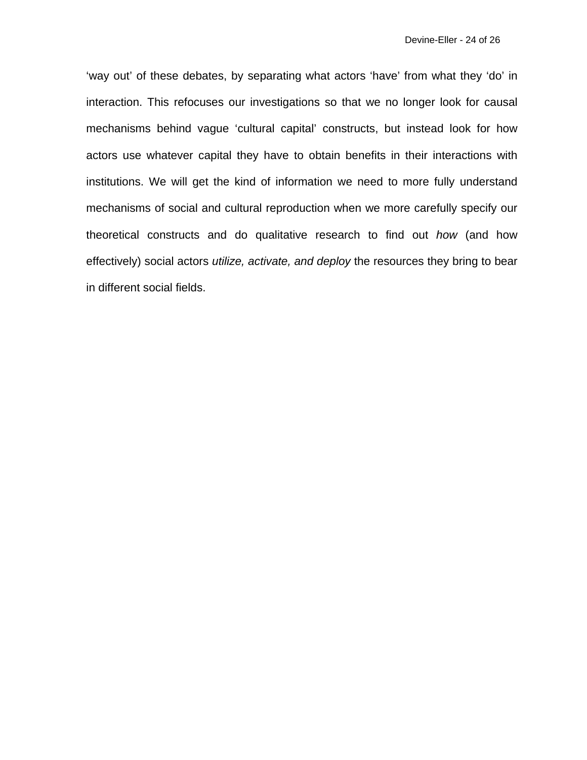‘way out’ of these debates, by separating what actors ‘have’ from what they ‘do’ in interaction. This refocuses our investigations so that we no longer look for causal mechanisms behind vague ‘cultural capital’ constructs, but instead look for how actors use whatever capital they have to obtain benefits in their interactions with institutions. We will get the kind of information we need to more fully understand mechanisms of social and cultural reproduction when we more carefully specify our theoretical constructs and do qualitative research to find out *how* (and how effectively) social actors *utilize, activate, and deploy* the resources they bring to bear in different social fields.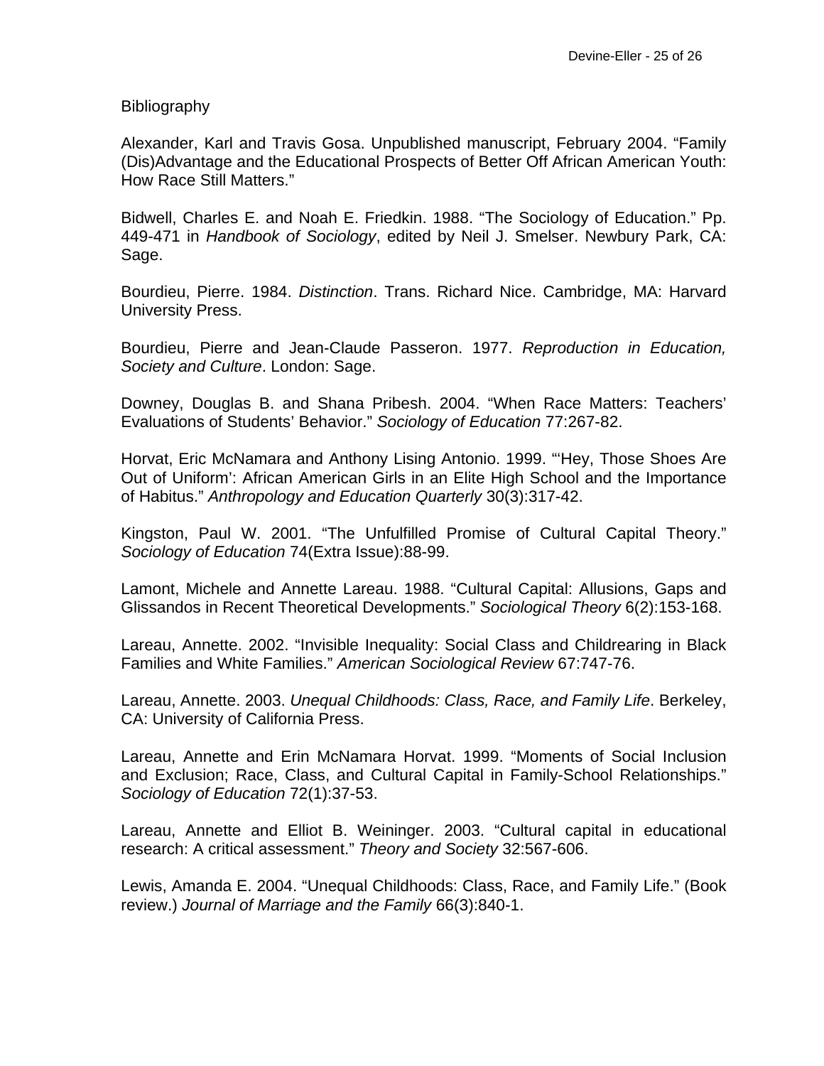Bibliography

Alexander, Karl and Travis Gosa. Unpublished manuscript, February 2004. "Family (Dis)Advantage and the Educational Prospects of Better Off African American Youth: How Race Still Matters."

Bidwell, Charles E. and Noah E. Friedkin. 1988. "The Sociology of Education." Pp. 449-471 in *Handbook of Sociology*, edited by Neil J. Smelser. Newbury Park, CA: Sage.

Bourdieu, Pierre. 1984. *Distinction*. Trans. Richard Nice. Cambridge, MA: Harvard University Press.

Bourdieu, Pierre and Jean-Claude Passeron. 1977. *Reproduction in Education, Society and Culture*. London: Sage.

Downey, Douglas B. and Shana Pribesh. 2004. "When Race Matters: Teachers' Evaluations of Students' Behavior." *Sociology of Education* 77:267-82.

Horvat, Eric McNamara and Anthony Lising Antonio. 1999. "'Hey, Those Shoes Are Out of Uniform': African American Girls in an Elite High School and the Importance of Habitus." *Anthropology and Education Quarterly* 30(3):317-42.

Kingston, Paul W. 2001. "The Unfulfilled Promise of Cultural Capital Theory." *Sociology of Education* 74(Extra Issue):88-99.

Lamont, Michele and Annette Lareau. 1988. "Cultural Capital: Allusions, Gaps and Glissandos in Recent Theoretical Developments." *Sociological Theory* 6(2):153-168.

Lareau, Annette. 2002. "Invisible Inequality: Social Class and Childrearing in Black Families and White Families." *American Sociological Review* 67:747-76.

Lareau, Annette. 2003. *Unequal Childhoods: Class, Race, and Family Life*. Berkeley, CA: University of California Press.

Lareau, Annette and Erin McNamara Horvat. 1999. "Moments of Social Inclusion and Exclusion; Race, Class, and Cultural Capital in Family-School Relationships." *Sociology of Education* 72(1):37-53.

Lareau, Annette and Elliot B. Weininger. 2003. "Cultural capital in educational research: A critical assessment." *Theory and Society* 32:567-606.

Lewis, Amanda E. 2004. "Unequal Childhoods: Class, Race, and Family Life." (Book review.) *Journal of Marriage and the Family* 66(3):840-1.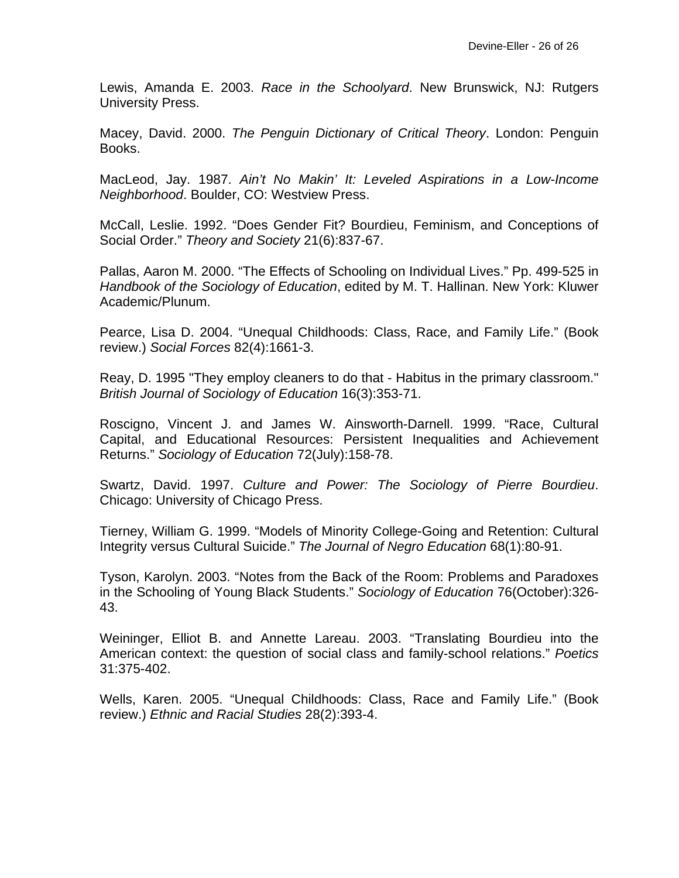Lewis, Amanda E. 2003. *Race in the Schoolyard*. New Brunswick, NJ: Rutgers University Press.

Macey, David. 2000. *The Penguin Dictionary of Critical Theory*. London: Penguin Books.

MacLeod, Jay. 1987. *Ain't No Makin' It: Leveled Aspirations in a Low-Income Neighborhood*. Boulder, CO: Westview Press.

McCall, Leslie. 1992. "Does Gender Fit? Bourdieu, Feminism, and Conceptions of Social Order." *Theory and Society* 21(6):837-67.

Pallas, Aaron M. 2000. "The Effects of Schooling on Individual Lives." Pp. 499-525 in *Handbook of the Sociology of Education*, edited by M. T. Hallinan. New York: Kluwer Academic/Plunum.

Pearce, Lisa D. 2004. "Unequal Childhoods: Class, Race, and Family Life." (Book review.) *Social Forces* 82(4):1661-3.

Reay, D. 1995 "They employ cleaners to do that - Habitus in the primary classroom." *British Journal of Sociology of Education* 16(3):353-71.

Roscigno, Vincent J. and James W. Ainsworth-Darnell. 1999. "Race, Cultural Capital, and Educational Resources: Persistent Inequalities and Achievement Returns." *Sociology of Education* 72(July):158-78.

Swartz, David. 1997. *Culture and Power: The Sociology of Pierre Bourdieu*. Chicago: University of Chicago Press.

Tierney, William G. 1999. "Models of Minority College-Going and Retention: Cultural Integrity versus Cultural Suicide." *The Journal of Negro Education* 68(1):80-91.

Tyson, Karolyn. 2003. "Notes from the Back of the Room: Problems and Paradoxes in the Schooling of Young Black Students." *Sociology of Education* 76(October):326-43.

Weininger, Elliot B. and Annette Lareau. 2003. "Translating Bourdieu into the American context: the question of social class and family-school relations." *Poetics* 31:375-402.

Wells, Karen. 2005. "Unequal Childhoods: Class, Race and Family Life." (Book review.) *Ethnic and Racial Studies* 28(2):393-4.